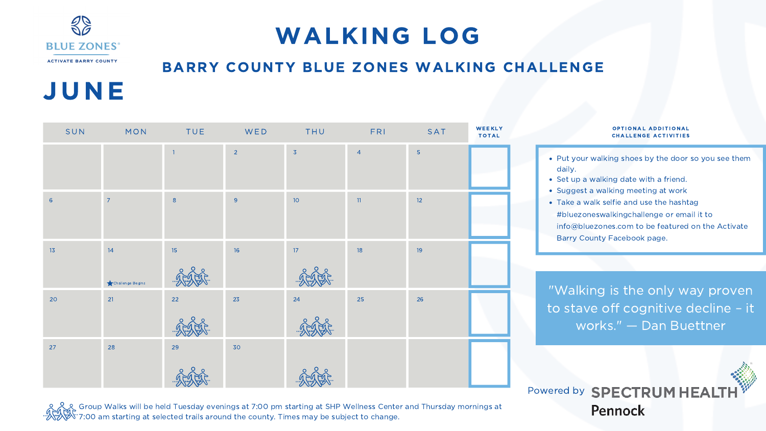BLUE ZONES®
ACTIVATE BARRY COUNTY

# WALKING LOG

## BARRY COUNTY BLUE ZONES WALKING CHALLENGE

# JUNE

| SUN | MON | TUE | WED | THU | FRI | SAT | WEEKLY TOTAL |
|---|---|---|---|---|---|---|---|
| | | 1 | 2 | 3 | 4 | 5 | |
| 6 | 7 | 8 | 9 | 10 | 11 | 12 | |
| 13 | 14 ★ Challenge Begins | 15 (Group Walk) | 16 | 17 (Group Walk) | 18 | 19 | |
| 20 | 21 | 22 (Group Walk) | 23 | 24 (Group Walk) | 25 | 26 | |
| 27 | 28 | 29 (Group Walk) | 30 | (Group Walk) | | | |

Group Walks will be held Tuesday evenings at 7:00 pm starting at SHP Wellness Center and Thursday mornings at 7:00 am starting at selected trails around the county. Times may be subject to change.

### OPTIONAL ADDITIONAL CHALLENGE ACTIVITIES

- Put your walking shoes by the door so you see them daily.
- Set up a walking date with a friend.
- Suggest a walking meeting at work
- Take a walk selfie and use the hashtag #bluezoneswalkingchallenge or email it to info@bluezones.com to be featured on the Activate Barry County Facebook page.

"Walking is the only way proven to stave off cognitive decline – it works." — Dan Buettner

Powered by SPECTRUM HEALTH Pennock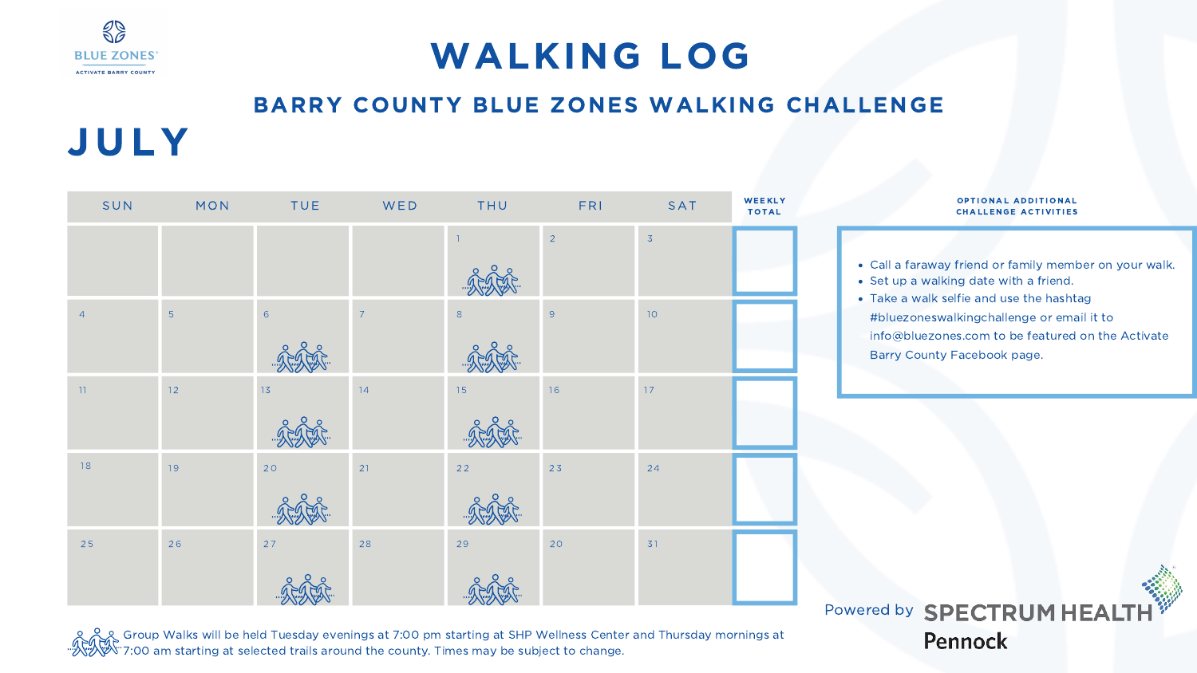BLUE ZONES®
ACTIVATE BARRY COUNTY

# WALKING LOG

## BARRY COUNTY BLUE ZONES WALKING CHALLENGE

# JULY

| SUN | MON | TUE | WED | THU | FRI | SAT | WEEKLY TOTAL |
|---|---|---|---|---|---|---|---|
| | | | | 1 (Group Walk) | 2 | 3 | |
| 4 | 5 | 6 (Group Walk) | 7 | 8 (Group Walk) | 9 | 10 | |
| 11 | 12 | 13 (Group Walk) | 14 | 15 (Group Walk) | 16 | 17 | |
| 18 | 19 | 20 (Group Walk) | 21 | 22 (Group Walk) | 23 | 24 | |
| 25 | 26 | 27 (Group Walk) | 28 | 29 (Group Walk) | 20 | 31 | |

Group Walks will be held Tuesday evenings at 7:00 pm starting at SHP Wellness Center and Thursday mornings at 7:00 am starting at selected trails around the county. Times may be subject to change.

**OPTIONAL ADDITIONAL CHALLENGE ACTIVITIES**

- Call a faraway friend or family member on your walk.
- Set up a walking date with a friend.
- Take a walk selfie and use the hashtag #bluezoneswalkingchallenge or email it to info@bluezones.com to be featured on the Activate Barry County Facebook page.

Powered by SPECTRUM HEALTH Pennock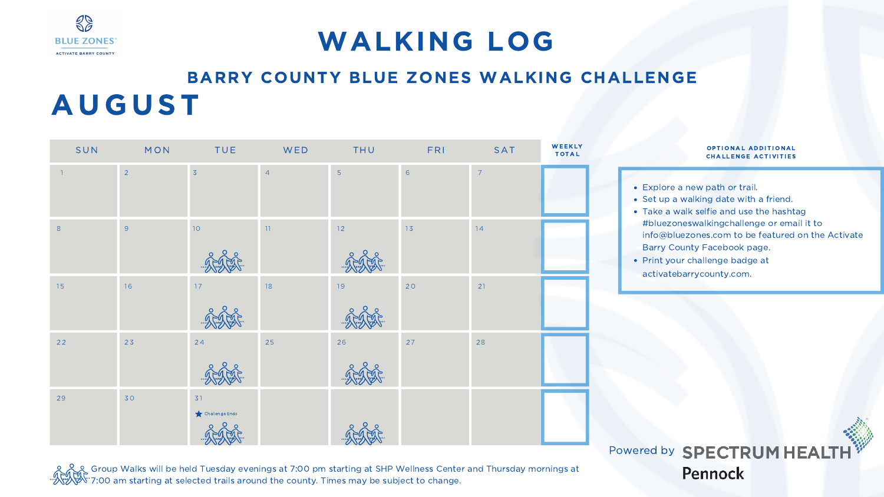BLUE ZONES
ACTIVATE BARRY COUNTY

# WALKING LOG

## BARRY COUNTY BLUE ZONES WALKING CHALLENGE

# AUGUST

| SUN | MON | TUE | WED | THU | FRI | SAT | WEEKLY TOTAL |
|---|---|---|---|---|---|---|---|
| 1 | 2 | 3 | 4 | 5 | 6 | 7 | |
| 8 | 9 | 10 (Group Walk) | 11 | 12 (Group Walk) | 13 | 14 | |
| 15 | 16 | 17 (Group Walk) | 18 | 19 (Group Walk) | 20 | 21 | |
| 22 | 23 | 24 (Group Walk) | 25 | 26 (Group Walk) | 27 | 28 | |
| 29 | 30 | 31 ★ Challenge Ends (Group Walk) | | (Group Walk) | | | |

**OPTIONAL ADDITIONAL CHALLENGE ACTIVITIES**

- Explore a new path or trail.
- Set up a walking date with a friend.
- Take a walk selfie and use the hashtag #bluezoneswalkingchallenge or email it to info@bluezones.com to be featured on the Activate Barry County Facebook page.
- Print your challenge badge at activatebarrycounty.com.

Group Walks will be held Tuesday evenings at 7:00 pm starting at SHP Wellness Center and Thursday mornings at 7:00 am starting at selected trails around the county. Times may be subject to change.

Powered by SPECTRUM HEALTH Pennock